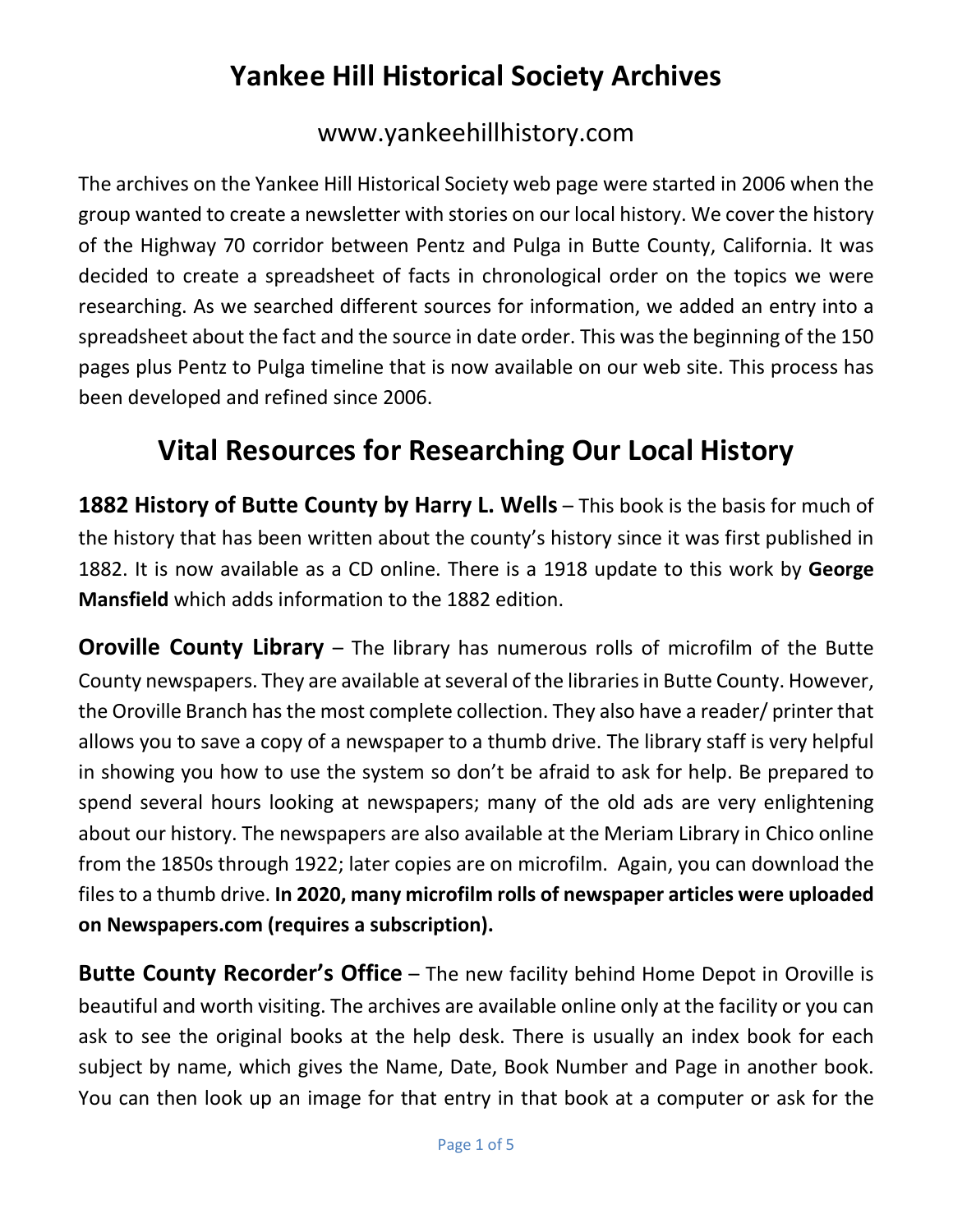# Yankee Hill Historical Society Archives

www.yankeehillhistory.com

The archives on the Yankee Hill Historical Society web page were started in 2006 when the group wanted to create a newsletter with stories on our local history. We cover the history of the Highway 70 corridor between Pentz and Pulga in Butte County, California. It was decided to create a spreadsheet of facts in chronological order on the topics we were researching. As we searched different sources for information, we added an entry into a spreadsheet about the fact and the source in date order. This was the beginning of the 150 pages plus Pentz to Pulga timeline that is now available on our web site. This process has been developed and refined since 2006.

## Vital Resources for Researching Our Local History

**1882 History of Butte County by Harry L. Wells** – This book is the basis for much of the history that has been written about the county's history since it was first published in 1882. It is now available as a CD online. There is a 1918 update to this work by **George Mansfield** which adds information to the 1882 edition.

**Oroville County Library** – The library has numerous rolls of microfilm of the Butte County newspapers. They are available at several of the libraries in Butte County. However, the Oroville Branch has the most complete collection. They also have a reader/ printer that allows you to save a copy of a newspaper to a thumb drive. The library staff is very helpful in showing you how to use the system so don't be afraid to ask for help. Be prepared to spend several hours looking at newspapers; many of the old ads are very enlightening about our history. The newspapers are also available at the Meriam Library in Chico online from the 1850s through 1922; later copies are on microfilm. Again, you can download the files to a thumb drive. **In 2020, many microfilm rolls of newspaper articles were uploaded on Newspapers.com (requires a subscription).**

**Butte County Recorder's Office** – The new facility behind Home Depot in Oroville is beautiful and worth visiting. The archives are available online only at the facility or you can ask to see the original books at the help desk. There is usually an index book for each subject by name, which gives the Name, Date, Book Number and Page in another book. You can then look up an image for that entry in that book at a computer or ask for the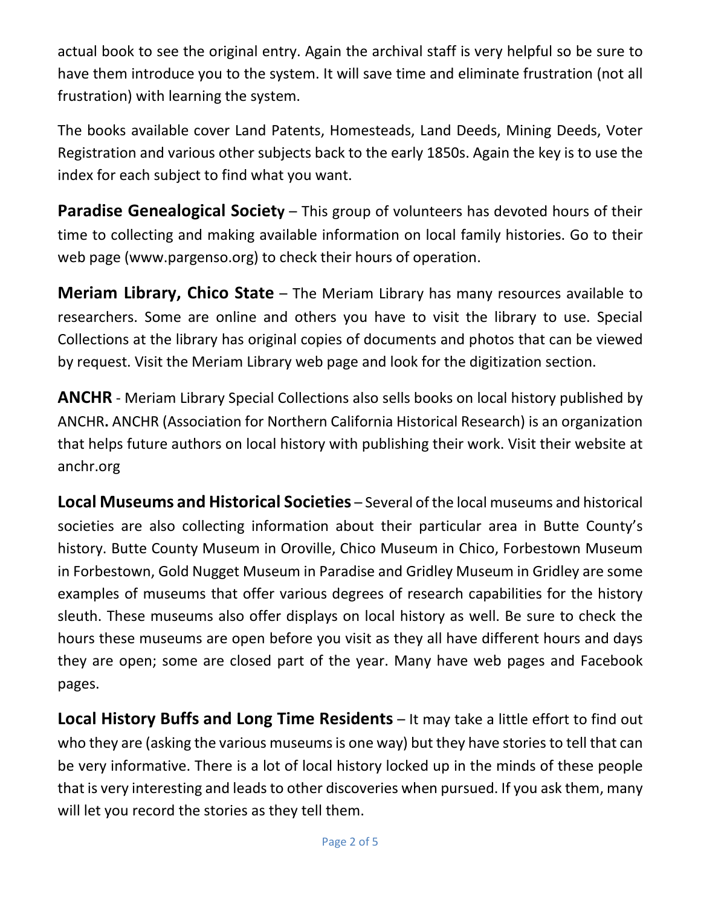actual book to see the original entry. Again the archival staff is very helpful so be sure to have them introduce you to the system. It will save time and eliminate frustration (not all frustration) with learning the system.

The books available cover Land Patents, Homesteads, Land Deeds, Mining Deeds, Voter Registration and various other subjects back to the early 1850s. Again the key is to use the index for each subject to find what you want.

**Paradise Genealogical Society** – This group of volunteers has devoted hours of their time to collecting and making available information on local family histories. Go to their web page (www.pargenso.org) to check their hours of operation.

**Meriam Library, Chico State** – The Meriam Library has many resources available to researchers. Some are online and others you have to visit the library to use. Special Collections at the library has original copies of documents and photos that can be viewed by request. Visit the Meriam Library web page and look for the digitization section.

**ANCHR** - Meriam Library Special Collections also sells books on local history published by ANCHR**.** ANCHR (Association for Northern California Historical Research) is an organization that helps future authors on local history with publishing their work. Visit their website at anchr.org

**Local Museums and Historical Societies** – Several of the local museums and historical societies are also collecting information about their particular area in Butte County's history. Butte County Museum in Oroville, Chico Museum in Chico, Forbestown Museum in Forbestown, Gold Nugget Museum in Paradise and Gridley Museum in Gridley are some examples of museums that offer various degrees of research capabilities for the history sleuth. These museums also offer displays on local history as well. Be sure to check the hours these museums are open before you visit as they all have different hours and days they are open; some are closed part of the year. Many have web pages and Facebook pages.

**Local History Buffs and Long Time Residents** – It may take a little effort to find out who they are (asking the various museums is one way) but they have stories to tell that can be very informative. There is a lot of local history locked up in the minds of these people that is very interesting and leads to other discoveries when pursued. If you ask them, many will let you record the stories as they tell them.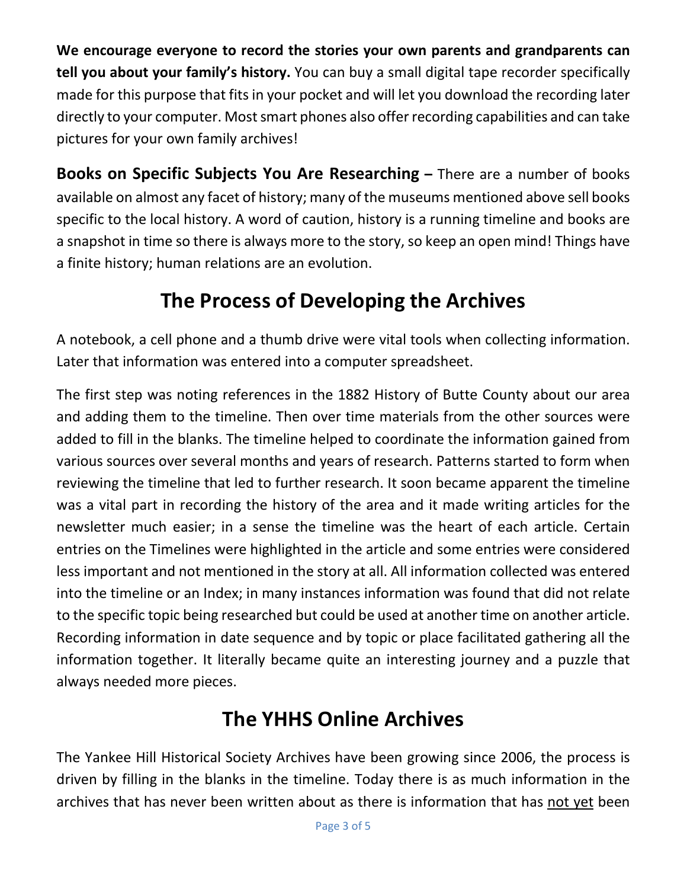**We encourage everyone to record the stories your own parents and grandparents can tell you about your family's history.** You can buy a small digital tape recorder specifically made for this purpose that fits in your pocket and will let you download the recording later directly to your computer. Most smart phones also offer recording capabilities and can take pictures for your own family archives!

**Books on Specific Subjects You Are Researching –** There are a number of books available on almost any facet of history; many of the museums mentioned above sell books specific to the local history. A word of caution, history is a running timeline and books are a snapshot in time so there is always more to the story, so keep an open mind! Things have a finite history; human relations are an evolution.

## The Process of Developing the Archives

A notebook, a cell phone and a thumb drive were vital tools when collecting information. Later that information was entered into a computer spreadsheet.

The first step was noting references in the 1882 History of Butte County about our area and adding them to the timeline. Then over time materials from the other sources were added to fill in the blanks. The timeline helped to coordinate the information gained from various sources over several months and years of research. Patterns started to form when reviewing the timeline that led to further research. It soon became apparent the timeline was a vital part in recording the history of the area and it made writing articles for the newsletter much easier; in a sense the timeline was the heart of each article. Certain entries on the Timelines were highlighted in the article and some entries were considered less important and not mentioned in the story at all. All information collected was entered into the timeline or an Index; in many instances information was found that did not relate to the specific topic being researched but could be used at another time on another article. Recording information in date sequence and by topic or place facilitated gathering all the information together. It literally became quite an interesting journey and a puzzle that always needed more pieces.

## The YHHS Online Archives

The Yankee Hill Historical Society Archives have been growing since 2006, the process is driven by filling in the blanks in the timeline. Today there is as much information in the archives that has never been written about as there is information that has <u>not yet</u> been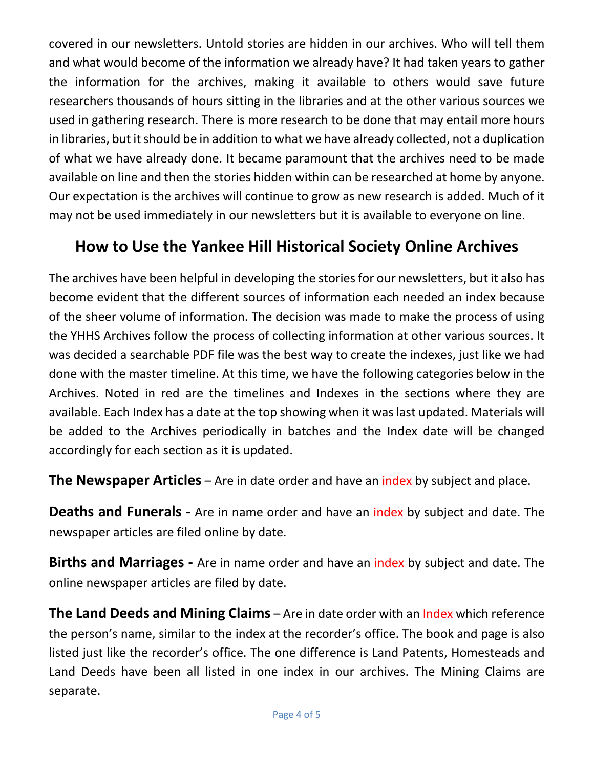covered in our newsletters. Untold stories are hidden in our archives. Who will tell them and what would become of the information we already have? It had taken years to gather the information for the archives, making it available to others would save future researchers thousands of hours sitting in the libraries and at the other various sources we used in gathering research. There is more research to be done that may entail more hours in libraries, but it should be in addition to what we have already collected, not a duplication of what we have already done. It became paramount that the archives need to be made available on line and then the stories hidden within can be researched at home by anyone. Our expectation is the archives will continue to grow as new research is added. Much of it may not be used immediately in our newsletters but it is available to everyone on line.

## How to Use the Yankee Hill Historical Society Online Archives

The archives have been helpful in developing the stories for our newsletters, but it also has become evident that the different sources of information each needed an index because of the sheer volume of information. The decision was made to make the process of using the YHHS Archives follow the process of collecting information at other various sources. It was decided a searchable PDF file was the best way to create the indexes, just like we had done with the master timeline. At this time, we have the following categories below in the Archives. Noted in red are the timelines and Indexes in the sections where they are available. Each Index has a date at the top showing when it was last updated. Materials will be added to the Archives periodically in batches and the Index date will be changed accordingly for each section as it is updated.

**The Newspaper Articles** – Are in date order and have an index by subject and place.

**Deaths and Funerals -** Are in name order and have an index by subject and date. The newspaper articles are filed online by date.

**Births and Marriages -** Are in name order and have an index by subject and date. The online newspaper articles are filed by date.

**The Land Deeds and Mining Claims** – Are in date order with an Index which reference the person's name, similar to the index at the recorder's office. The book and page is also listed just like the recorder's office. The one difference is Land Patents, Homesteads and Land Deeds have been all listed in one index in our archives. The Mining Claims are separate.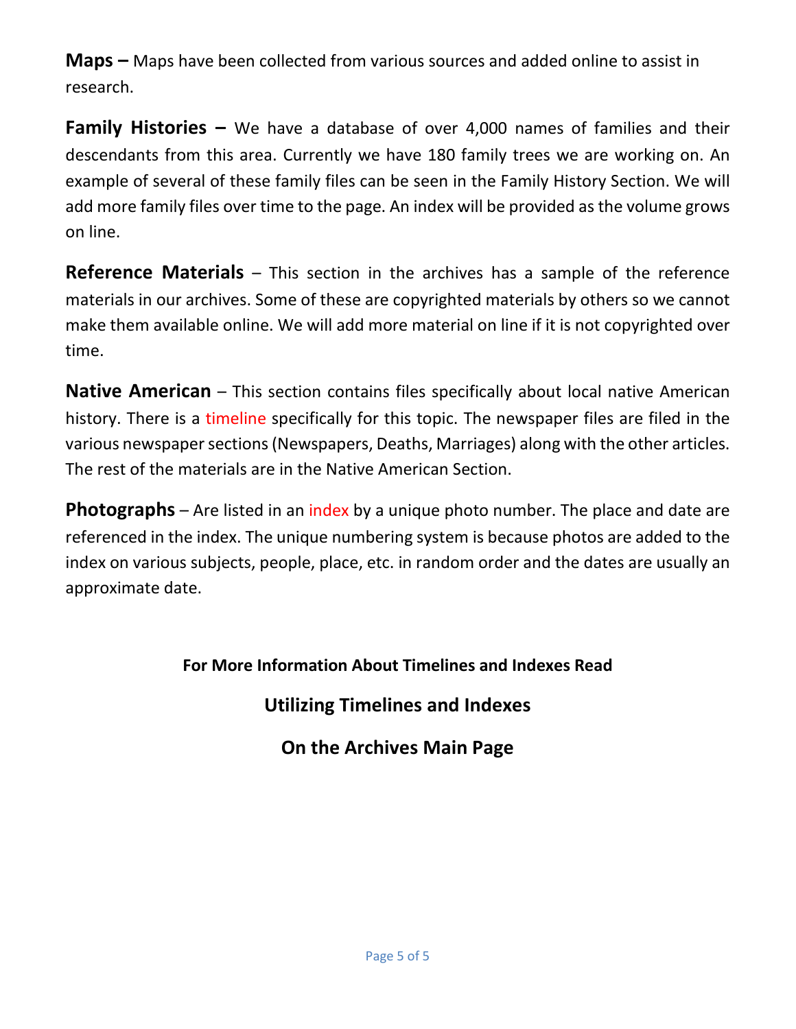**Maps –** Maps have been collected from various sources and added online to assist in research.

**Family Histories –** We have a database of over 4,000 names of families and their descendants from this area. Currently we have 180 family trees we are working on. An example of several of these family files can be seen in the Family History Section. We will add more family files over time to the page. An index will be provided as the volume grows on line.

**Reference Materials** – This section in the archives has a sample of the reference materials in our archives. Some of these are copyrighted materials by others so we cannot make them available online. We will add more material on line if it is not copyrighted over time.

**Native American** – This section contains files specifically about local native American history. There is a timeline specifically for this topic. The newspaper files are filed in the various newspaper sections (Newspapers, Deaths, Marriages) along with the other articles. The rest of the materials are in the Native American Section.

**Photographs** – Are listed in an index by a unique photo number. The place and date are referenced in the index. The unique numbering system is because photos are added to the index on various subjects, people, place, etc. in random order and the dates are usually an approximate date.

**For More Information About Timelines and Indexes Read**

**Utilizing Timelines and Indexes**

**On the Archives Main Page**